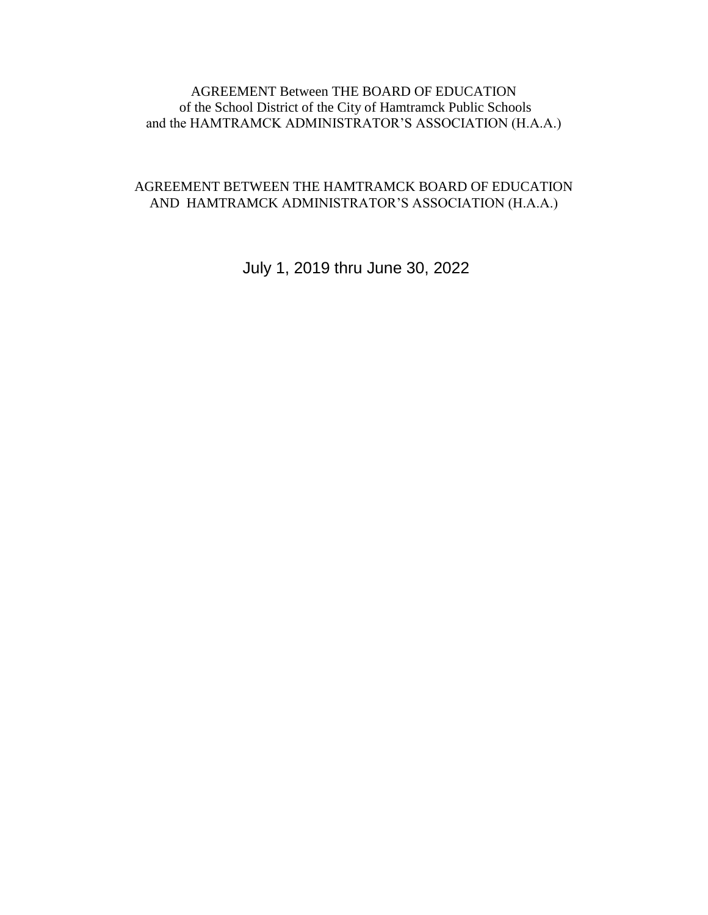AGREEMENT Between THE BOARD OF EDUCATION
of the School District of the City of Hamtramck Public Schools
and the HAMTRAMCK ADMINISTRATOR'S ASSOCIATION (H.A.A.)

AGREEMENT BETWEEN THE HAMTRAMCK BOARD OF EDUCATION
AND HAMTRAMCK ADMINISTRATOR'S ASSOCIATION (H.A.A.)

July 1, 2019 thru June 30, 2022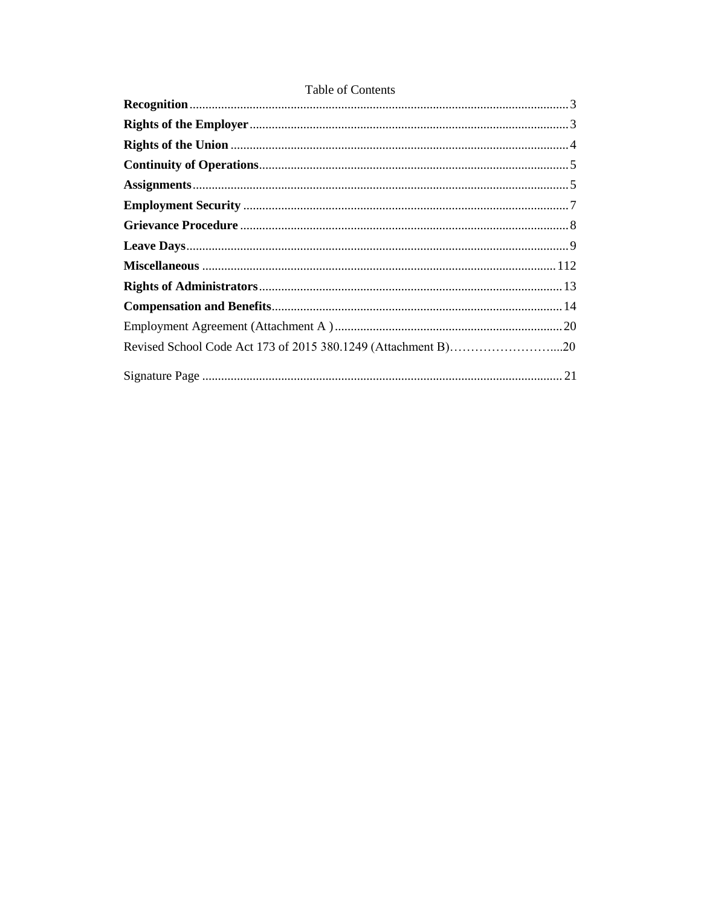Table of Contents

**Recognition**........................................................................................................................3
**Rights of the Employer**.....................................................................................................3
**Rights of the Union**...........................................................................................................4
**Continuity of Operations**..................................................................................................5
**Assignments**......................................................................................................................5
**Employment Security**.......................................................................................................7
**Grievance Procedure**........................................................................................................8
**Leave Days**.........................................................................................................................9
**Miscellaneous**.................................................................................................................112
**Rights of Administrators**................................................................................................13
**Compensation and Benefits**............................................................................................14
Employment Agreement (Attachment A )........................................................................20
Revised School Code Act 173 of 2015 380.1249 (Attachment B)……………………….....20
Signature Page ...................................................................................................................21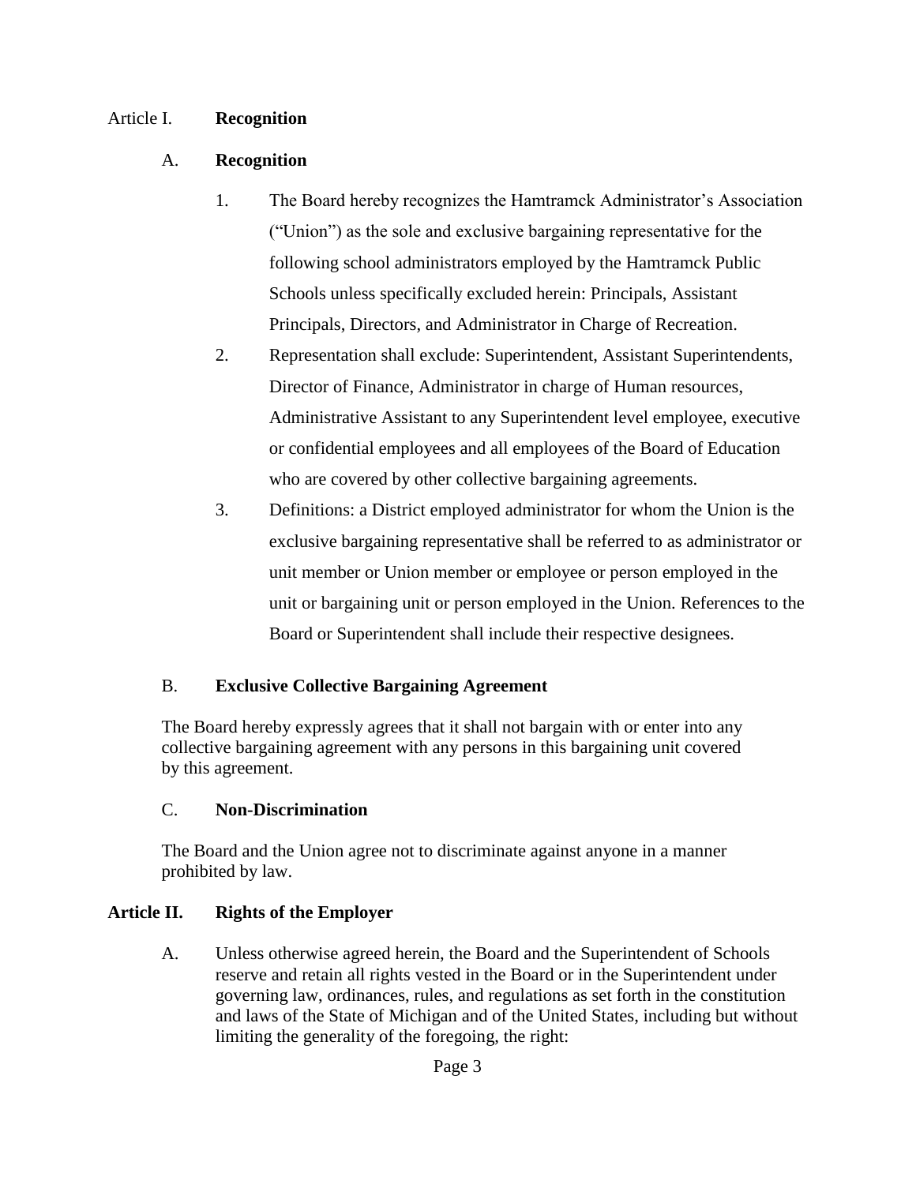## Article I. **Recognition**

### A. **Recognition**

1. The Board hereby recognizes the Hamtramck Administrator's Association ("Union") as the sole and exclusive bargaining representative for the following school administrators employed by the Hamtramck Public Schools unless specifically excluded herein: Principals, Assistant Principals, Directors, and Administrator in Charge of Recreation.
2. Representation shall exclude: Superintendent, Assistant Superintendents, Director of Finance, Administrator in charge of Human resources, Administrative Assistant to any Superintendent level employee, executive or confidential employees and all employees of the Board of Education who are covered by other collective bargaining agreements.
3. Definitions: a District employed administrator for whom the Union is the exclusive bargaining representative shall be referred to as administrator or unit member or Union member or employee or person employed in the unit or bargaining unit or person employed in the Union. References to the Board or Superintendent shall include their respective designees.

### B. **Exclusive Collective Bargaining Agreement**

The Board hereby expressly agrees that it shall not bargain with or enter into any collective bargaining agreement with any persons in this bargaining unit covered by this agreement.

### C. **Non-Discrimination**

The Board and the Union agree not to discriminate against anyone in a manner prohibited by law.

## **Article II. Rights of the Employer**

A. Unless otherwise agreed herein, the Board and the Superintendent of Schools reserve and retain all rights vested in the Board or in the Superintendent under governing law, ordinances, rules, and regulations as set forth in the constitution and laws of the State of Michigan and of the United States, including but without limiting the generality of the foregoing, the right: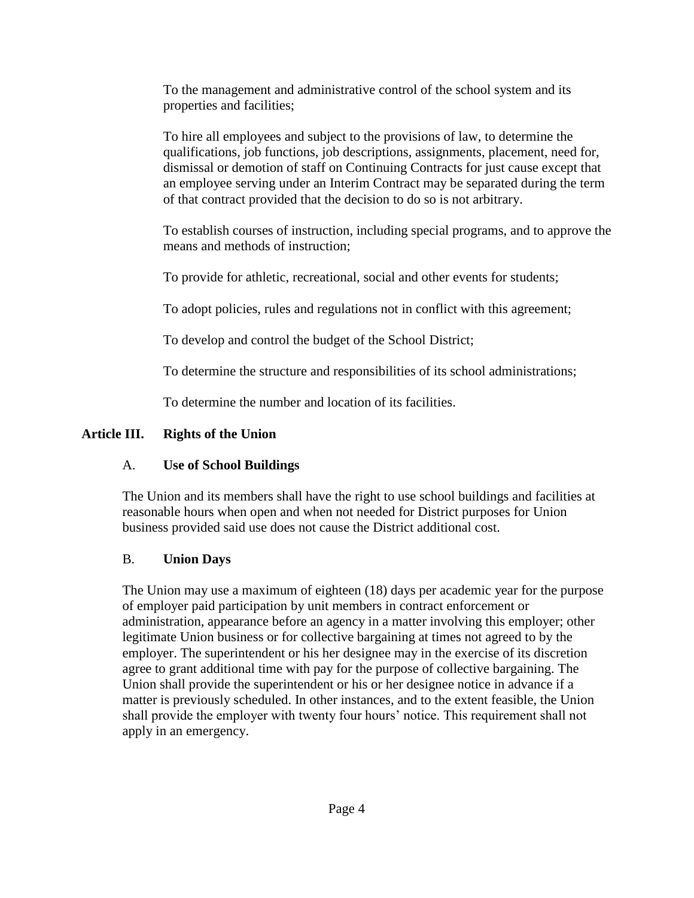To the management and administrative control of the school system and its properties and facilities;

To hire all employees and subject to the provisions of law, to determine the qualifications, job functions, job descriptions, assignments, placement, need for, dismissal or demotion of staff on Continuing Contracts for just cause except that an employee serving under an Interim Contract may be separated during the term of that contract provided that the decision to do so is not arbitrary.

To establish courses of instruction, including special programs, and to approve the means and methods of instruction;

To provide for athletic, recreational, social and other events for students;

To adopt policies, rules and regulations not in conflict with this agreement;

To develop and control the budget of the School District;

To determine the structure and responsibilities of its school administrations;

To determine the number and location of its facilities.

## Article III. Rights of the Union

### A. Use of School Buildings

The Union and its members shall have the right to use school buildings and facilities at reasonable hours when open and when not needed for District purposes for Union business provided said use does not cause the District additional cost.

### B. Union Days

The Union may use a maximum of eighteen (18) days per academic year for the purpose of employer paid participation by unit members in contract enforcement or administration, appearance before an agency in a matter involving this employer; other legitimate Union business or for collective bargaining at times not agreed to by the employer. The superintendent or his her designee may in the exercise of its discretion agree to grant additional time with pay for the purpose of collective bargaining. The Union shall provide the superintendent or his or her designee notice in advance if a matter is previously scheduled. In other instances, and to the extent feasible, the Union shall provide the employer with twenty four hours' notice. This requirement shall not apply in an emergency.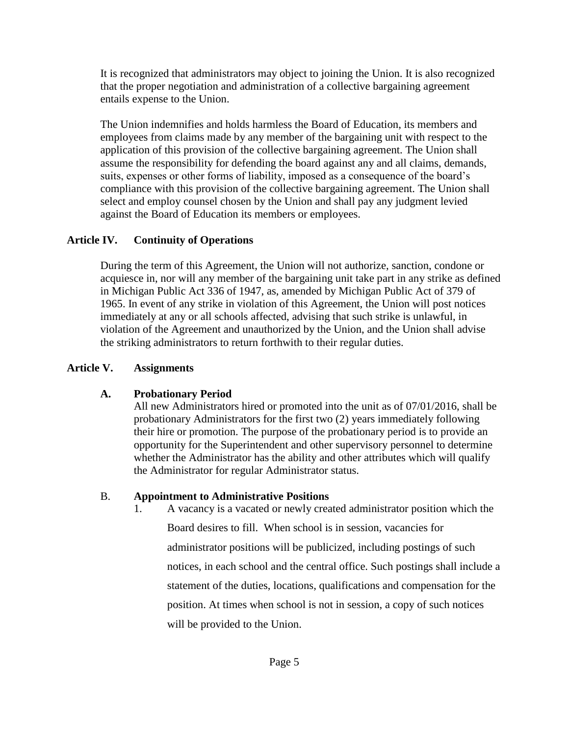It is recognized that administrators may object to joining the Union. It is also recognized that the proper negotiation and administration of a collective bargaining agreement entails expense to the Union.

The Union indemnifies and holds harmless the Board of Education, its members and employees from claims made by any member of the bargaining unit with respect to the application of this provision of the collective bargaining agreement. The Union shall assume the responsibility for defending the board against any and all claims, demands, suits, expenses or other forms of liability, imposed as a consequence of the board's compliance with this provision of the collective bargaining agreement. The Union shall select and employ counsel chosen by the Union and shall pay any judgment levied against the Board of Education its members or employees.

## Article IV. Continuity of Operations

During the term of this Agreement, the Union will not authorize, sanction, condone or acquiesce in, nor will any member of the bargaining unit take part in any strike as defined in Michigan Public Act 336 of 1947, as, amended by Michigan Public Act of 379 of 1965. In event of any strike in violation of this Agreement, the Union will post notices immediately at any or all schools affected, advising that such strike is unlawful, in violation of the Agreement and unauthorized by the Union, and the Union shall advise the striking administrators to return forthwith to their regular duties.

## Article V. Assignments

### A. Probationary Period

All new Administrators hired or promoted into the unit as of 07/01/2016, shall be probationary Administrators for the first two (2) years immediately following their hire or promotion. The purpose of the probationary period is to provide an opportunity for the Superintendent and other supervisory personnel to determine whether the Administrator has the ability and other attributes which will qualify the Administrator for regular Administrator status.

### B. Appointment to Administrative Positions

1. A vacancy is a vacated or newly created administrator position which the Board desires to fill. When school is in session, vacancies for administrator positions will be publicized, including postings of such notices, in each school and the central office. Such postings shall include a statement of the duties, locations, qualifications and compensation for the position. At times when school is not in session, a copy of such notices will be provided to the Union.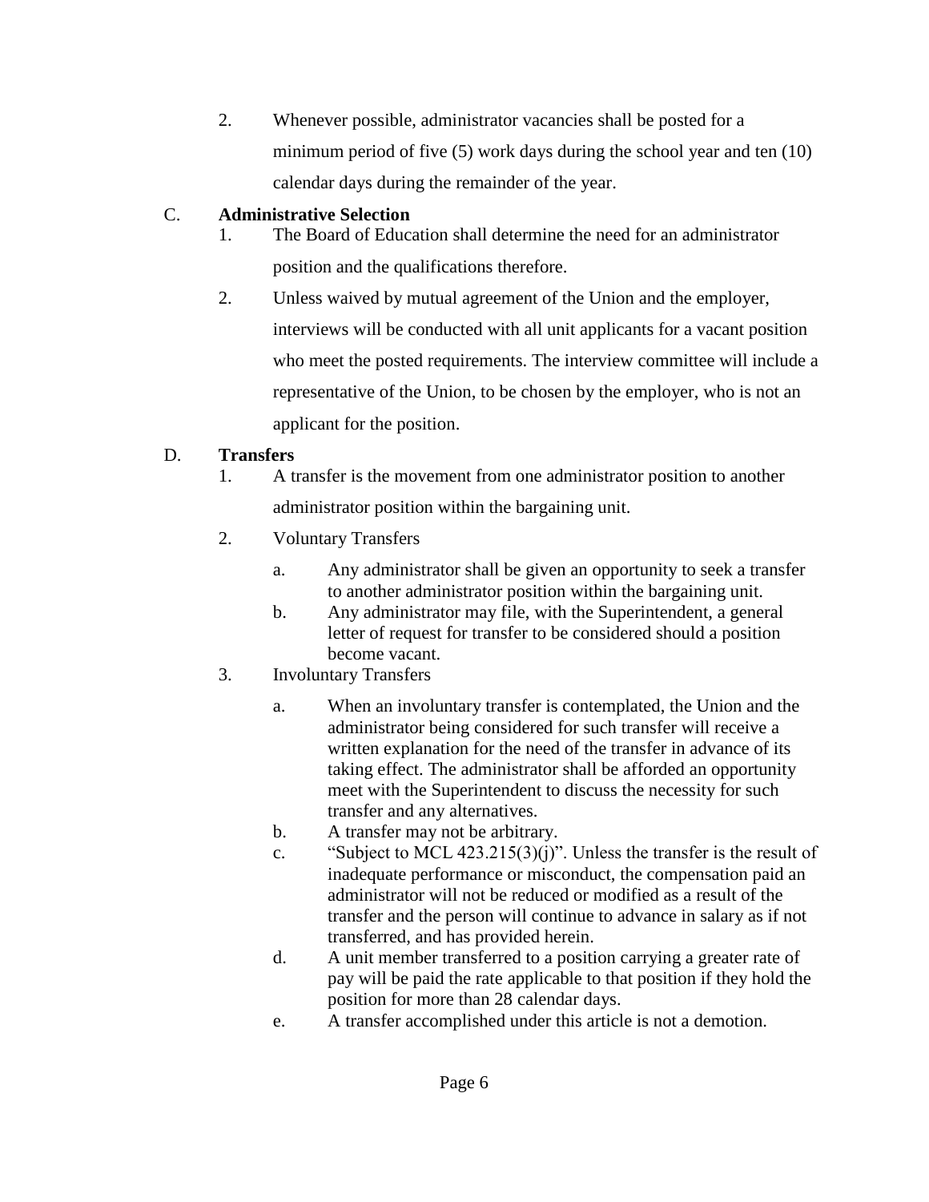2. Whenever possible, administrator vacancies shall be posted for a minimum period of five (5) work days during the school year and ten (10) calendar days during the remainder of the year.

C. **Administrative Selection**

1. The Board of Education shall determine the need for an administrator position and the qualifications therefore.
2. Unless waived by mutual agreement of the Union and the employer, interviews will be conducted with all unit applicants for a vacant position who meet the posted requirements. The interview committee will include a representative of the Union, to be chosen by the employer, who is not an applicant for the position.

D. **Transfers**

1. A transfer is the movement from one administrator position to another administrator position within the bargaining unit.
2. Voluntary Transfers
   a. Any administrator shall be given an opportunity to seek a transfer to another administrator position within the bargaining unit.
   b. Any administrator may file, with the Superintendent, a general letter of request for transfer to be considered should a position become vacant.
3. Involuntary Transfers
   a. When an involuntary transfer is contemplated, the Union and the administrator being considered for such transfer will receive a written explanation for the need of the transfer in advance of its taking effect. The administrator shall be afforded an opportunity meet with the Superintendent to discuss the necessity for such transfer and any alternatives.
   b. A transfer may not be arbitrary.
   c. "Subject to MCL 423.215(3)(j)". Unless the transfer is the result of inadequate performance or misconduct, the compensation paid an administrator will not be reduced or modified as a result of the transfer and the person will continue to advance in salary as if not transferred, and has provided herein.
   d. A unit member transferred to a position carrying a greater rate of pay will be paid the rate applicable to that position if they hold the position for more than 28 calendar days.
   e. A transfer accomplished under this article is not a demotion.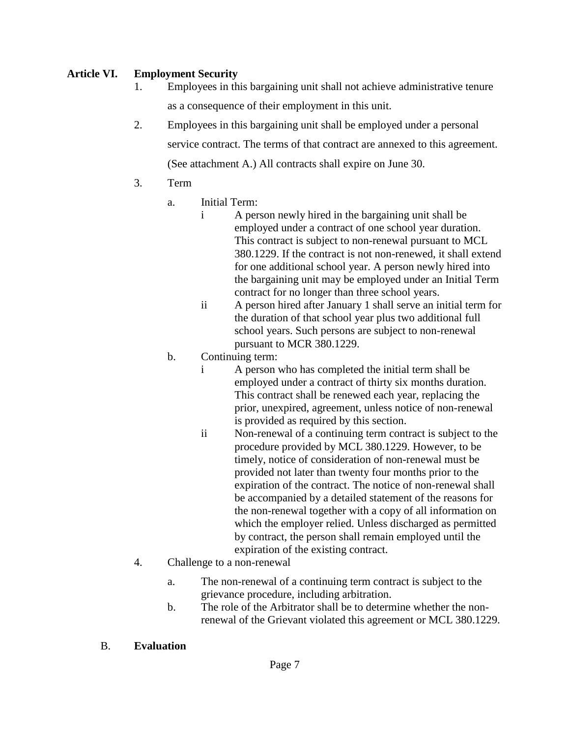**Article VI. Employment Security**

1. Employees in this bargaining unit shall not achieve administrative tenure as a consequence of their employment in this unit.
2. Employees in this bargaining unit shall be employed under a personal service contract. The terms of that contract are annexed to this agreement. (See attachment A.) All contracts shall expire on June 30.
3. Term
   - a. Initial Term:
     - i A person newly hired in the bargaining unit shall be employed under a contract of one school year duration. This contract is subject to non-renewal pursuant to MCL 380.1229. If the contract is not non-renewed, it shall extend for one additional school year. A person newly hired into the bargaining unit may be employed under an Initial Term contract for no longer than three school years.
     - ii A person hired after January 1 shall serve an initial term for the duration of that school year plus two additional full school years. Such persons are subject to non-renewal pursuant to MCR 380.1229.
   - b. Continuing term:
     - i A person who has completed the initial term shall be employed under a contract of thirty six months duration. This contract shall be renewed each year, replacing the prior, unexpired, agreement, unless notice of non-renewal is provided as required by this section.
     - ii Non-renewal of a continuing term contract is subject to the procedure provided by MCL 380.1229. However, to be timely, notice of consideration of non-renewal must be provided not later than twenty four months prior to the expiration of the contract. The notice of non-renewal shall be accompanied by a detailed statement of the reasons for the non-renewal together with a copy of all information on which the employer relied. Unless discharged as permitted by contract, the person shall remain employed until the expiration of the existing contract.
4. Challenge to a non-renewal
   - a. The non-renewal of a continuing term contract is subject to the grievance procedure, including arbitration.
   - b. The role of the Arbitrator shall be to determine whether the non-renewal of the Grievant violated this agreement or MCL 380.1229.

B. **Evaluation**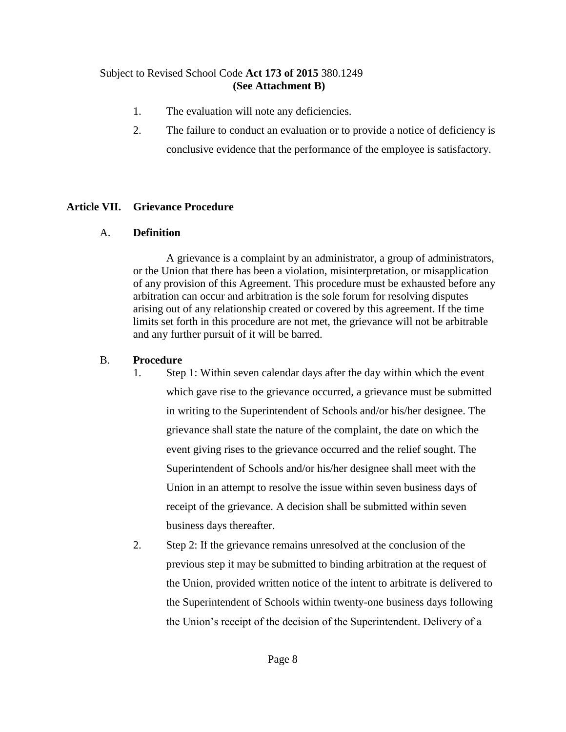Subject to Revised School Code **Act 173 of 2015** 380.1249
**(See Attachment B)**

1. The evaluation will note any deficiencies.
2. The failure to conduct an evaluation or to provide a notice of deficiency is conclusive evidence that the performance of the employee is satisfactory.

## Article VII. Grievance Procedure

### A. Definition

A grievance is a complaint by an administrator, a group of administrators, or the Union that there has been a violation, misinterpretation, or misapplication of any provision of this Agreement. This procedure must be exhausted before any arbitration can occur and arbitration is the sole forum for resolving disputes arising out of any relationship created or covered by this agreement. If the time limits set forth in this procedure are not met, the grievance will not be arbitrable and any further pursuit of it will be barred.

### B. Procedure

1. Step 1: Within seven calendar days after the day within which the event which gave rise to the grievance occurred, a grievance must be submitted in writing to the Superintendent of Schools and/or his/her designee. The grievance shall state the nature of the complaint, the date on which the event giving rises to the grievance occurred and the relief sought. The Superintendent of Schools and/or his/her designee shall meet with the Union in an attempt to resolve the issue within seven business days of receipt of the grievance. A decision shall be submitted within seven business days thereafter.
2. Step 2: If the grievance remains unresolved at the conclusion of the previous step it may be submitted to binding arbitration at the request of the Union, provided written notice of the intent to arbitrate is delivered to the Superintendent of Schools within twenty-one business days following the Union's receipt of the decision of the Superintendent. Delivery of a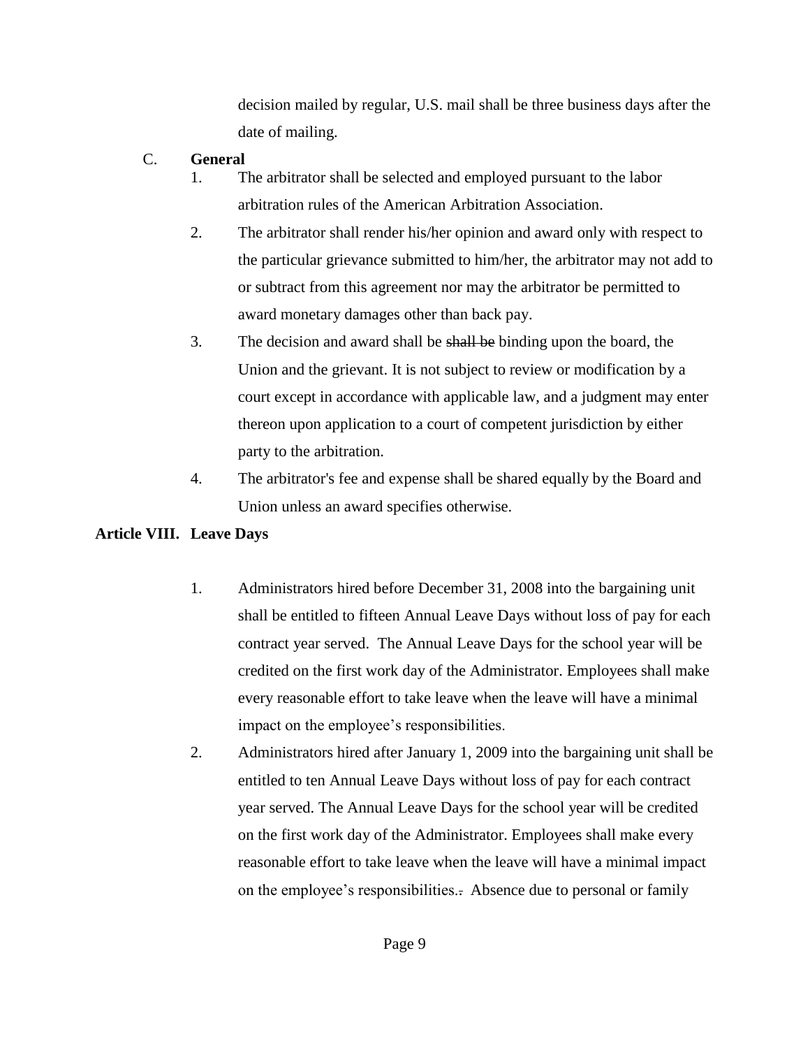decision mailed by regular, U.S. mail shall be three business days after the date of mailing.

C. **General**

1. The arbitrator shall be selected and employed pursuant to the labor arbitration rules of the American Arbitration Association.
2. The arbitrator shall render his/her opinion and award only with respect to the particular grievance submitted to him/her, the arbitrator may not add to or subtract from this agreement nor may the arbitrator be permitted to award monetary damages other than back pay.
3. The decision and award shall be ~~shall be~~ binding upon the board, the Union and the grievant. It is not subject to review or modification by a court except in accordance with applicable law, and a judgment may enter thereon upon application to a court of competent jurisdiction by either party to the arbitration.
4. The arbitrator's fee and expense shall be shared equally by the Board and Union unless an award specifies otherwise.

## Article VIII. Leave Days

1. Administrators hired before December 31, 2008 into the bargaining unit shall be entitled to fifteen Annual Leave Days without loss of pay for each contract year served. The Annual Leave Days for the school year will be credited on the first work day of the Administrator. Employees shall make every reasonable effort to take leave when the leave will have a minimal impact on the employee's responsibilities.
2. Administrators hired after January 1, 2009 into the bargaining unit shall be entitled to ten Annual Leave Days without loss of pay for each contract year served. The Annual Leave Days for the school year will be credited on the first work day of the Administrator. Employees shall make every reasonable effort to take leave when the leave will have a minimal impact on the employee's responsibilities.~~.~~ Absence due to personal or family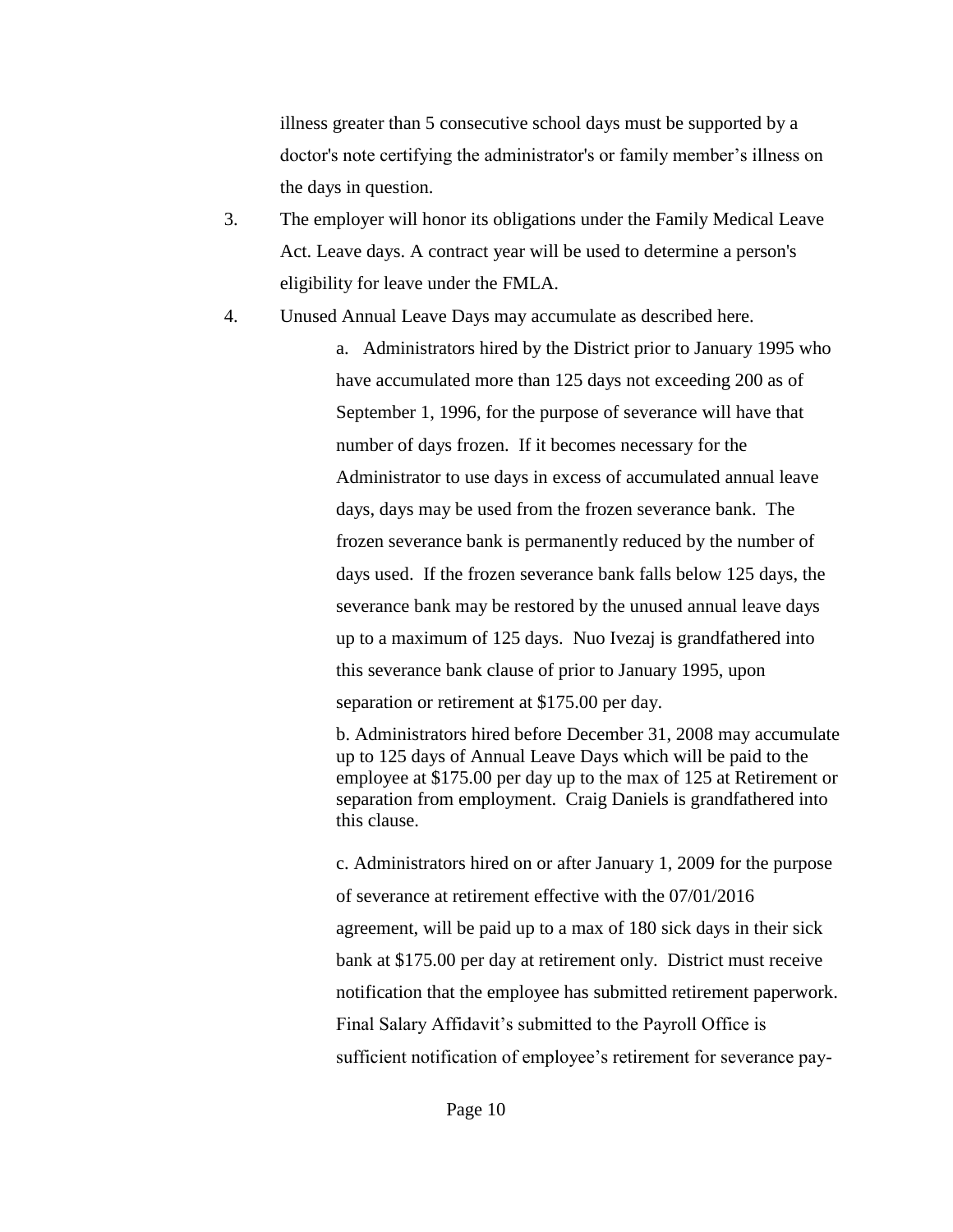illness greater than 5 consecutive school days must be supported by a doctor's note certifying the administrator's or family member's illness on the days in question.

3. The employer will honor its obligations under the Family Medical Leave Act. Leave days. A contract year will be used to determine a person's eligibility for leave under the FMLA.

4. Unused Annual Leave Days may accumulate as described here.

   a. Administrators hired by the District prior to January 1995 who have accumulated more than 125 days not exceeding 200 as of September 1, 1996, for the purpose of severance will have that number of days frozen. If it becomes necessary for the Administrator to use days in excess of accumulated annual leave days, days may be used from the frozen severance bank. The frozen severance bank is permanently reduced by the number of days used. If the frozen severance bank falls below 125 days, the severance bank may be restored by the unused annual leave days up to a maximum of 125 days. Nuo Ivezaj is grandfathered into this severance bank clause of prior to January 1995, upon separation or retirement at $175.00 per day.

   b. Administrators hired before December 31, 2008 may accumulate up to 125 days of Annual Leave Days which will be paid to the employee at $175.00 per day up to the max of 125 at Retirement or separation from employment. Craig Daniels is grandfathered into this clause.

   c. Administrators hired on or after January 1, 2009 for the purpose of severance at retirement effective with the 07/01/2016 agreement, will be paid up to a max of 180 sick days in their sick bank at $175.00 per day at retirement only. District must receive notification that the employee has submitted retirement paperwork. Final Salary Affidavit's submitted to the Payroll Office is sufficient notification of employee's retirement for severance pay-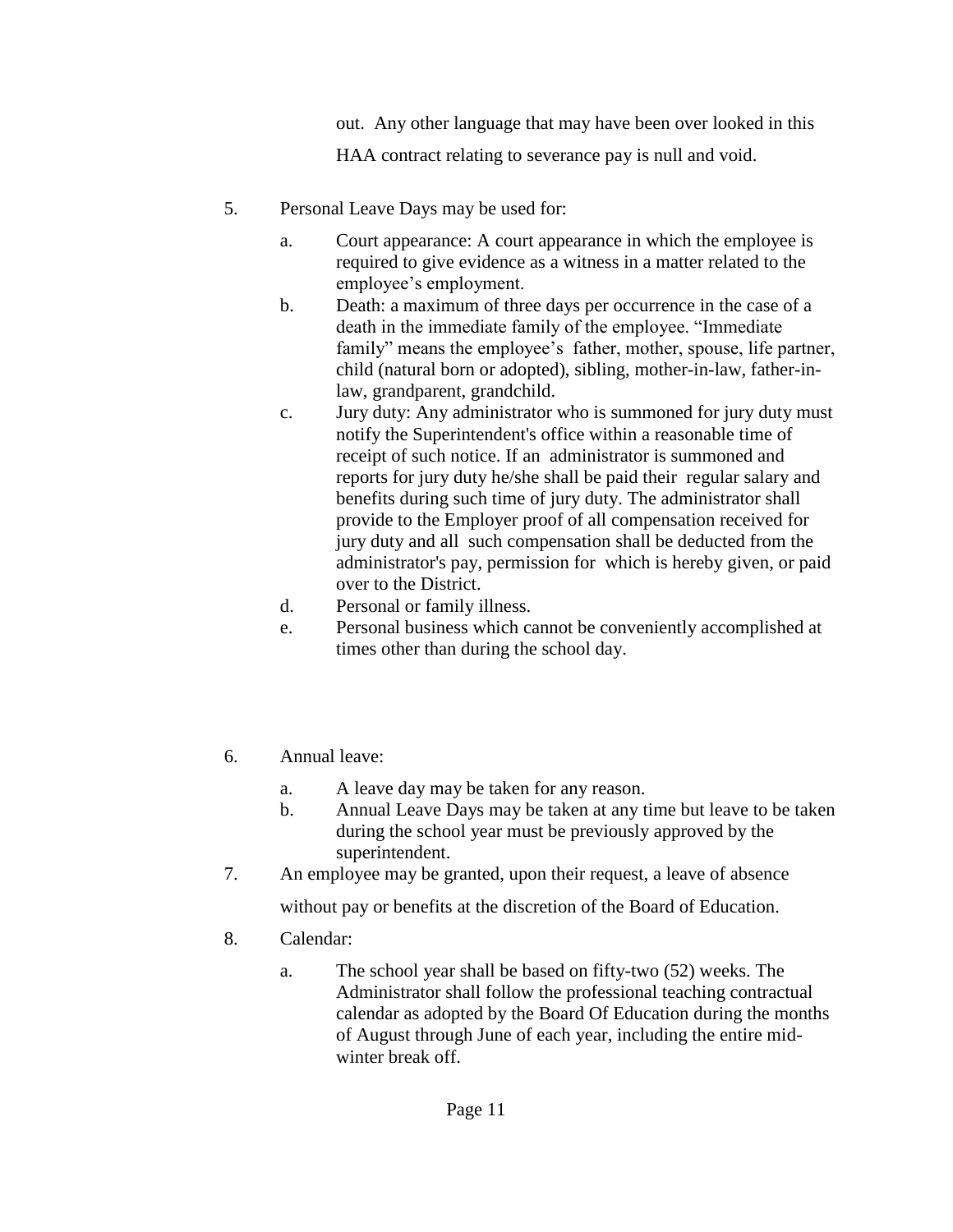out. Any other language that may have been over looked in this HAA contract relating to severance pay is null and void.

5. Personal Leave Days may be used for:

   a. Court appearance: A court appearance in which the employee is required to give evidence as a witness in a matter related to the employee's employment.
   b. Death: a maximum of three days per occurrence in the case of a death in the immediate family of the employee. "Immediate family" means the employee's father, mother, spouse, life partner, child (natural born or adopted), sibling, mother-in-law, father-in-law, grandparent, grandchild.
   c. Jury duty: Any administrator who is summoned for jury duty must notify the Superintendent's office within a reasonable time of receipt of such notice. If an administrator is summoned and reports for jury duty he/she shall be paid their regular salary and benefits during such time of jury duty. The administrator shall provide to the Employer proof of all compensation received for jury duty and all such compensation shall be deducted from the administrator's pay, permission for which is hereby given, or paid over to the District.
   d. Personal or family illness.
   e. Personal business which cannot be conveniently accomplished at times other than during the school day.

6. Annual leave:

   a. A leave day may be taken for any reason.
   b. Annual Leave Days may be taken at any time but leave to be taken during the school year must be previously approved by the superintendent.

7. An employee may be granted, upon their request, a leave of absence without pay or benefits at the discretion of the Board of Education.

8. Calendar:

   a. The school year shall be based on fifty-two (52) weeks. The Administrator shall follow the professional teaching contractual calendar as adopted by the Board Of Education during the months of August through June of each year, including the entire mid-winter break off.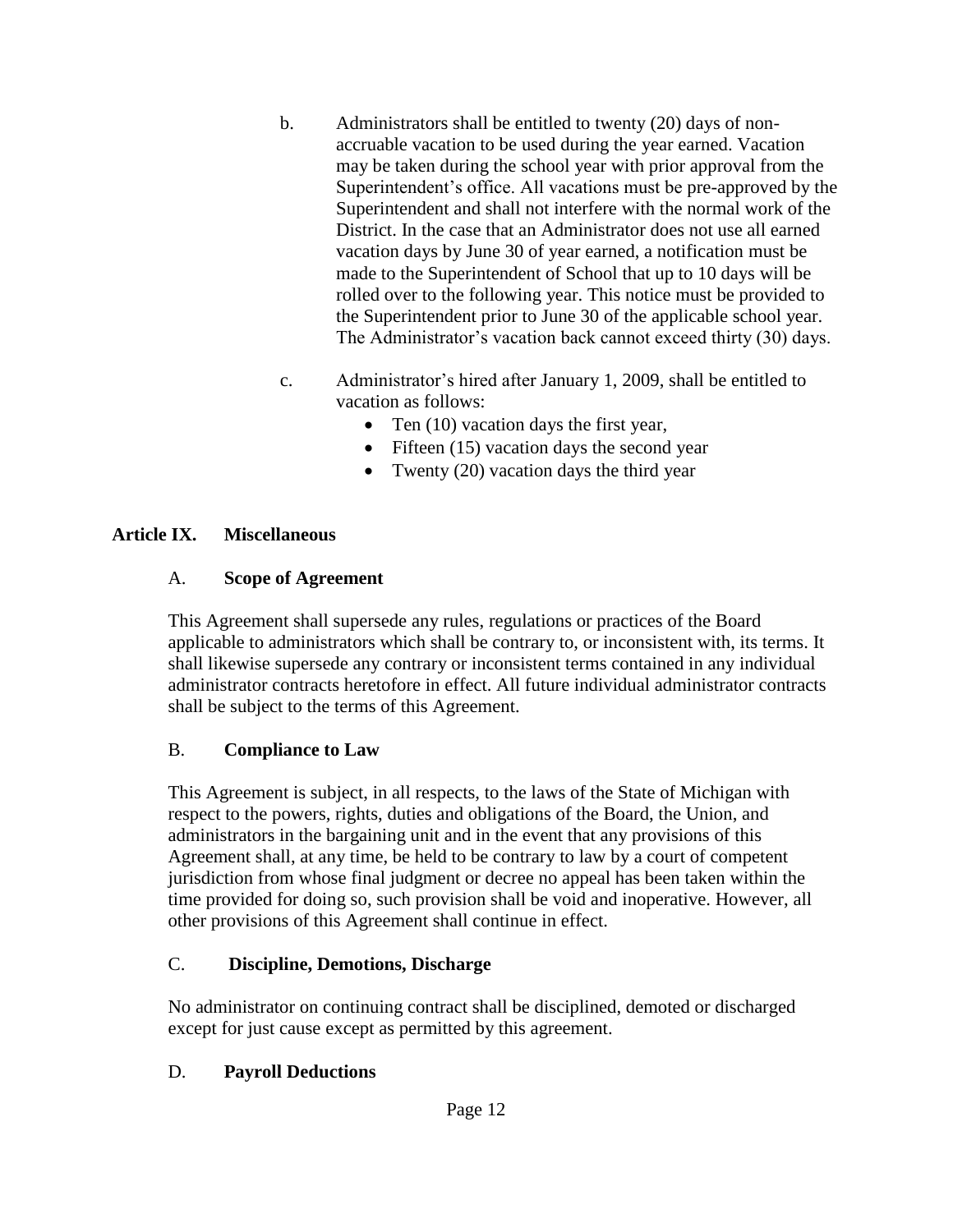b. Administrators shall be entitled to twenty (20) days of non-accruable vacation to be used during the year earned. Vacation may be taken during the school year with prior approval from the Superintendent's office. All vacations must be pre-approved by the Superintendent and shall not interfere with the normal work of the District. In the case that an Administrator does not use all earned vacation days by June 30 of year earned, a notification must be made to the Superintendent of School that up to 10 days will be rolled over to the following year. This notice must be provided to the Superintendent prior to June 30 of the applicable school year. The Administrator's vacation back cannot exceed thirty (30) days.

c. Administrator's hired after January 1, 2009, shall be entitled to vacation as follows:

- Ten (10) vacation days the first year,
- Fifteen (15) vacation days the second year
- Twenty (20) vacation days the third year

## Article IX. Miscellaneous

### A. Scope of Agreement

This Agreement shall supersede any rules, regulations or practices of the Board applicable to administrators which shall be contrary to, or inconsistent with, its terms. It shall likewise supersede any contrary or inconsistent terms contained in any individual administrator contracts heretofore in effect. All future individual administrator contracts shall be subject to the terms of this Agreement.

### B. Compliance to Law

This Agreement is subject, in all respects, to the laws of the State of Michigan with respect to the powers, rights, duties and obligations of the Board, the Union, and administrators in the bargaining unit and in the event that any provisions of this Agreement shall, at any time, be held to be contrary to law by a court of competent jurisdiction from whose final judgment or decree no appeal has been taken within the time provided for doing so, such provision shall be void and inoperative. However, all other provisions of this Agreement shall continue in effect.

### C. Discipline, Demotions, Discharge

No administrator on continuing contract shall be disciplined, demoted or discharged except for just cause except as permitted by this agreement.

### D. Payroll Deductions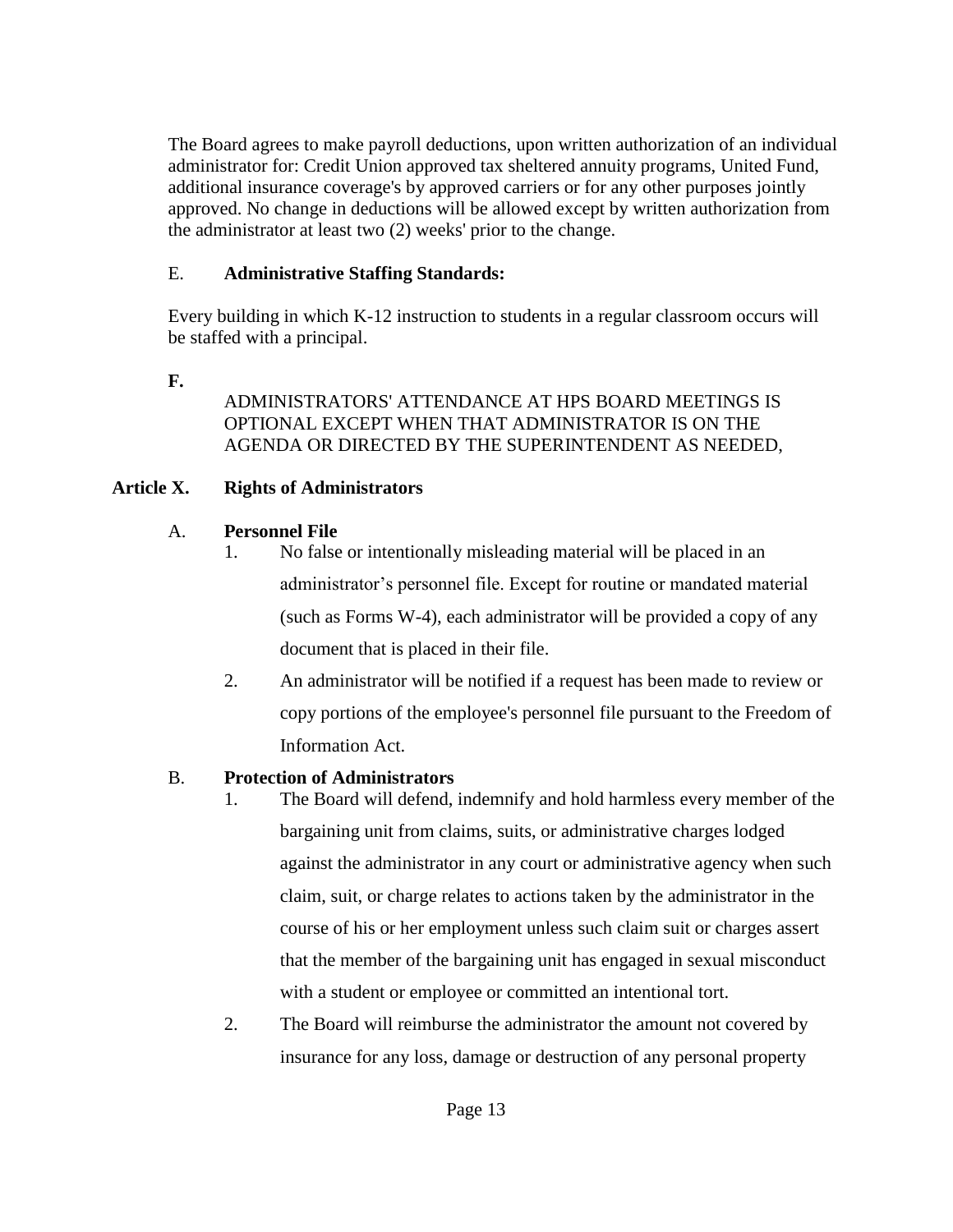The Board agrees to make payroll deductions, upon written authorization of an individual administrator for: Credit Union approved tax sheltered annuity programs, United Fund, additional insurance coverage's by approved carriers or for any other purposes jointly approved. No change in deductions will be allowed except by written authorization from the administrator at least two (2) weeks' prior to the change.

E. **Administrative Staffing Standards:**

Every building in which K-12 instruction to students in a regular classroom occurs will be staffed with a principal.

**F.**

ADMINISTRATORS' ATTENDANCE AT HPS BOARD MEETINGS IS OPTIONAL EXCEPT WHEN THAT ADMINISTRATOR IS ON THE AGENDA OR DIRECTED BY THE SUPERINTENDENT AS NEEDED,

## Article X. Rights of Administrators

A. **Personnel File**

1. No false or intentionally misleading material will be placed in an administrator's personnel file. Except for routine or mandated material (such as Forms W-4), each administrator will be provided a copy of any document that is placed in their file.
2. An administrator will be notified if a request has been made to review or copy portions of the employee's personnel file pursuant to the Freedom of Information Act.

B. **Protection of Administrators**

1. The Board will defend, indemnify and hold harmless every member of the bargaining unit from claims, suits, or administrative charges lodged against the administrator in any court or administrative agency when such claim, suit, or charge relates to actions taken by the administrator in the course of his or her employment unless such claim suit or charges assert that the member of the bargaining unit has engaged in sexual misconduct with a student or employee or committed an intentional tort.
2. The Board will reimburse the administrator the amount not covered by insurance for any loss, damage or destruction of any personal property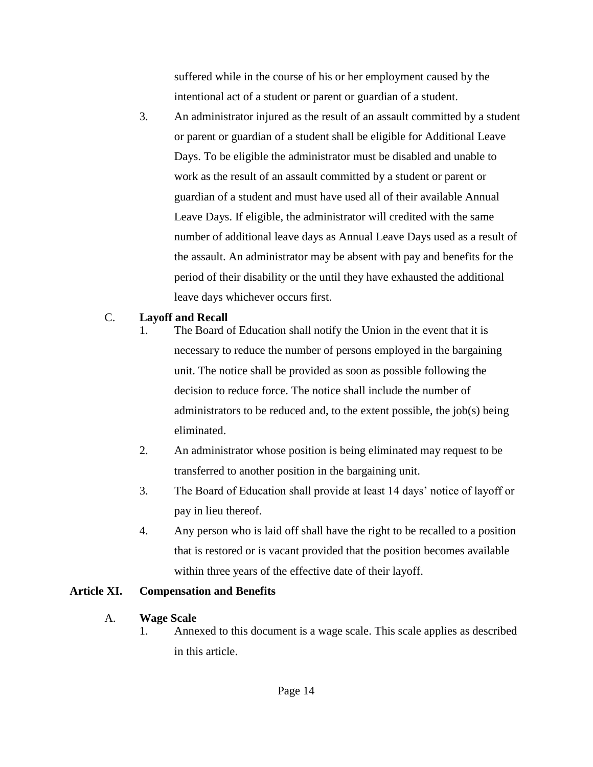suffered while in the course of his or her employment caused by the intentional act of a student or parent or guardian of a student.

3. An administrator injured as the result of an assault committed by a student or parent or guardian of a student shall be eligible for Additional Leave Days. To be eligible the administrator must be disabled and unable to work as the result of an assault committed by a student or parent or guardian of a student and must have used all of their available Annual Leave Days. If eligible, the administrator will credited with the same number of additional leave days as Annual Leave Days used as a result of the assault. An administrator may be absent with pay and benefits for the period of their disability or the until they have exhausted the additional leave days whichever occurs first.

C. **Layoff and Recall**

1. The Board of Education shall notify the Union in the event that it is necessary to reduce the number of persons employed in the bargaining unit. The notice shall be provided as soon as possible following the decision to reduce force. The notice shall include the number of administrators to be reduced and, to the extent possible, the job(s) being eliminated.
2. An administrator whose position is being eliminated may request to be transferred to another position in the bargaining unit.
3. The Board of Education shall provide at least 14 days' notice of layoff or pay in lieu thereof.
4. Any person who is laid off shall have the right to be recalled to a position that is restored or is vacant provided that the position becomes available within three years of the effective date of their layoff.

## Article XI. Compensation and Benefits

A. **Wage Scale**

1. Annexed to this document is a wage scale. This scale applies as described in this article.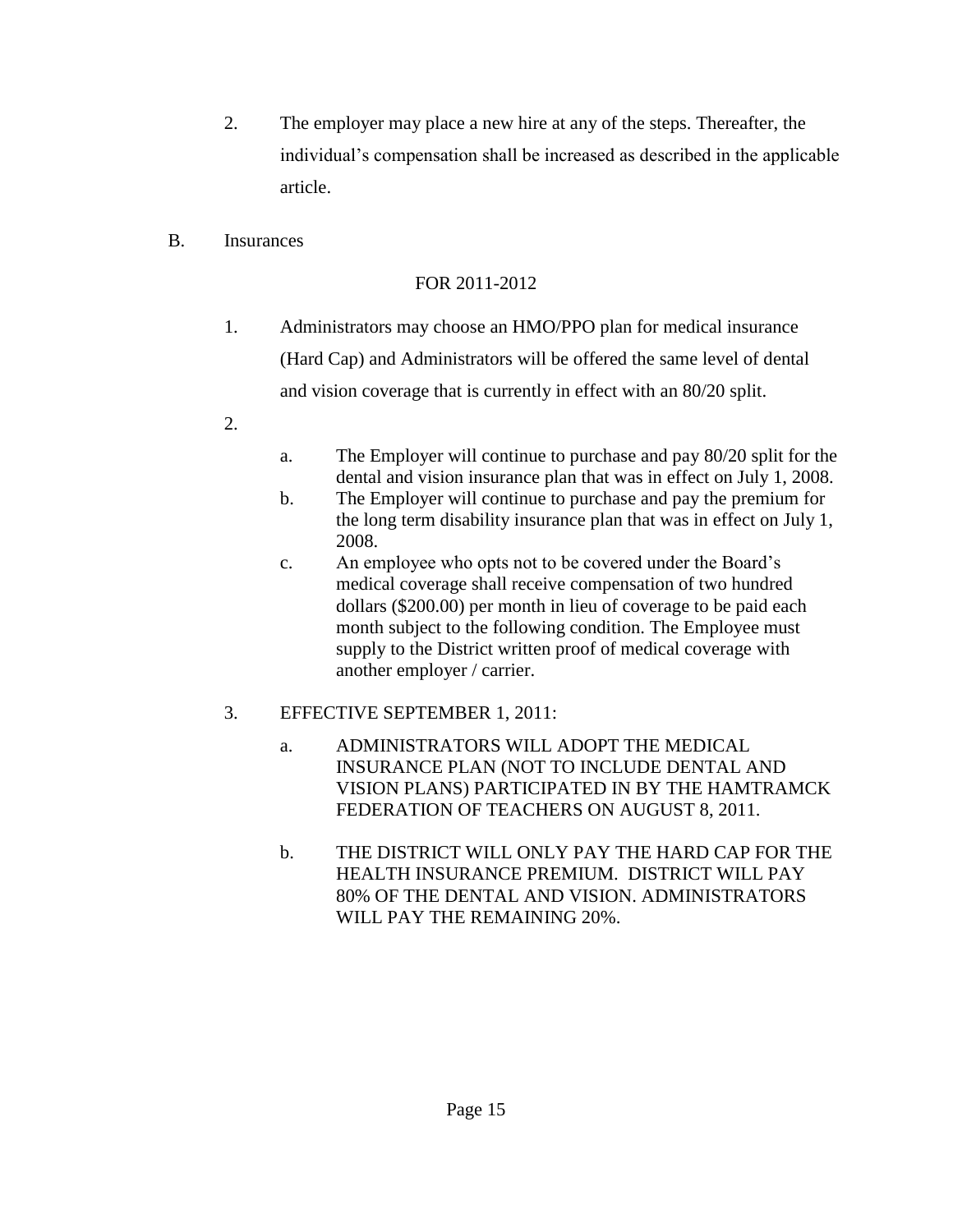2. The employer may place a new hire at any of the steps. Thereafter, the individual's compensation shall be increased as described in the applicable article.

B. Insurances

FOR 2011-2012

1. Administrators may choose an HMO/PPO plan for medical insurance (Hard Cap) and Administrators will be offered the same level of dental and vision coverage that is currently in effect with an 80/20 split.

2.

   a. The Employer will continue to purchase and pay 80/20 split for the dental and vision insurance plan that was in effect on July 1, 2008.

   b. The Employer will continue to purchase and pay the premium for the long term disability insurance plan that was in effect on July 1, 2008.

   c. An employee who opts not to be covered under the Board's medical coverage shall receive compensation of two hundred dollars ($200.00) per month in lieu of coverage to be paid each month subject to the following condition. The Employee must supply to the District written proof of medical coverage with another employer / carrier.

3. EFFECTIVE SEPTEMBER 1, 2011:

   a. ADMINISTRATORS WILL ADOPT THE MEDICAL INSURANCE PLAN (NOT TO INCLUDE DENTAL AND VISION PLANS) PARTICIPATED IN BY THE HAMTRAMCK FEDERATION OF TEACHERS ON AUGUST 8, 2011.

   b. THE DISTRICT WILL ONLY PAY THE HARD CAP FOR THE HEALTH INSURANCE PREMIUM. DISTRICT WILL PAY 80% OF THE DENTAL AND VISION. ADMINISTRATORS WILL PAY THE REMAINING 20%.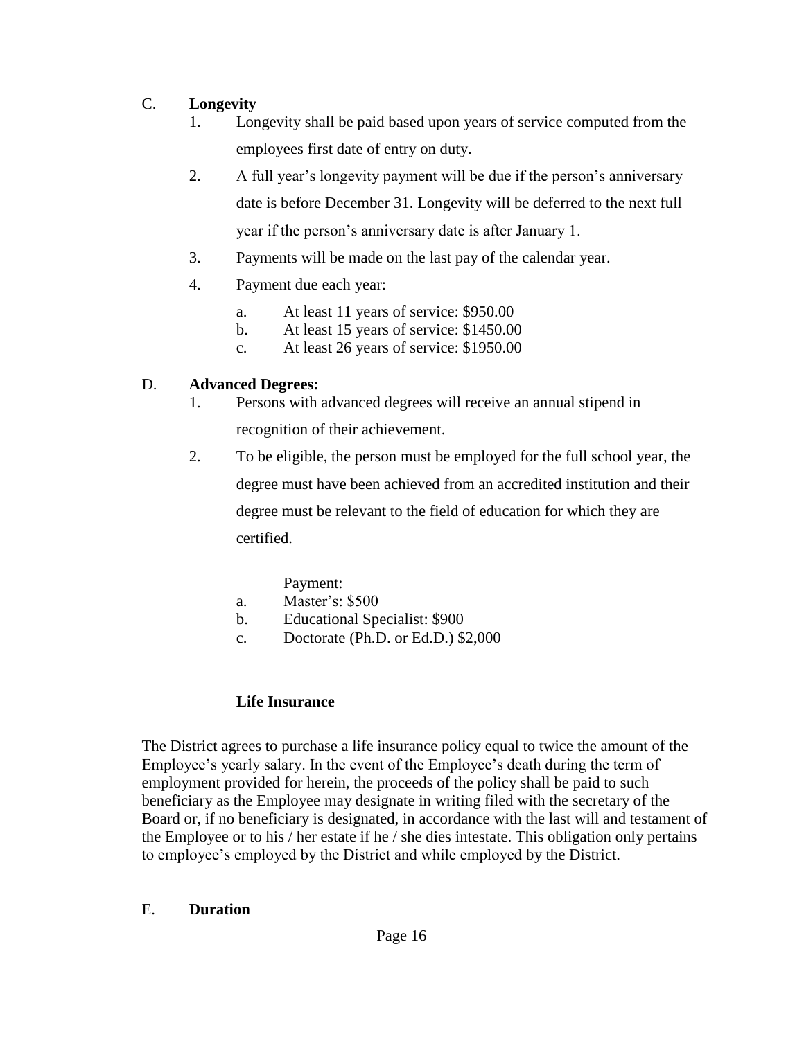C. **Longevity**

1. Longevity shall be paid based upon years of service computed from the employees first date of entry on duty.
2. A full year's longevity payment will be due if the person's anniversary date is before December 31. Longevity will be deferred to the next full year if the person's anniversary date is after January 1.
3. Payments will be made on the last pay of the calendar year.
4. Payment due each year:
   a. At least 11 years of service: $950.00
   b. At least 15 years of service: $1450.00
   c. At least 26 years of service: $1950.00

D. **Advanced Degrees:**

1. Persons with advanced degrees will receive an annual stipend in recognition of their achievement.
2. To be eligible, the person must be employed for the full school year, the degree must have been achieved from an accredited institution and their degree must be relevant to the field of education for which they are certified.

   Payment:
   a. Master's: $500
   b. Educational Specialist: $900
   c. Doctorate (Ph.D. or Ed.D.) $2,000

**Life Insurance**

The District agrees to purchase a life insurance policy equal to twice the amount of the Employee's yearly salary. In the event of the Employee's death during the term of employment provided for herein, the proceeds of the policy shall be paid to such beneficiary as the Employee may designate in writing filed with the secretary of the Board or, if no beneficiary is designated, in accordance with the last will and testament of the Employee or to his / her estate if he / she dies intestate. This obligation only pertains to employee's employed by the District and while employed by the District.

E. **Duration**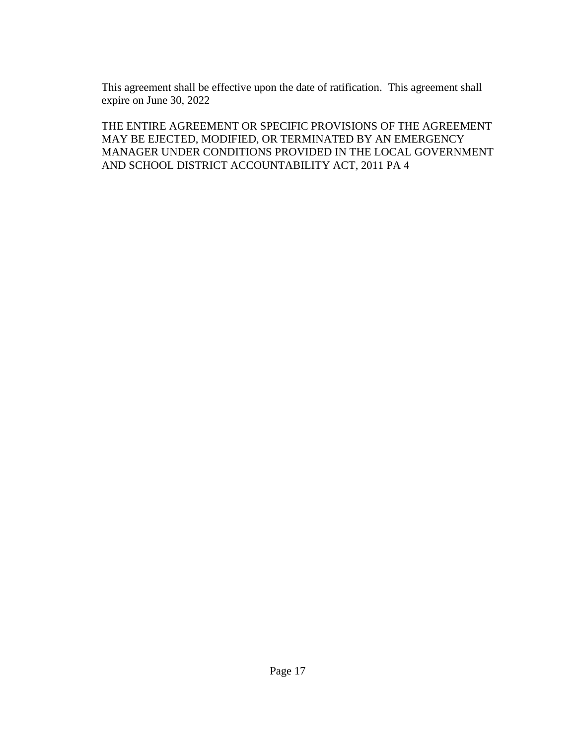This agreement shall be effective upon the date of ratification. This agreement shall expire on June 30, 2022

THE ENTIRE AGREEMENT OR SPECIFIC PROVISIONS OF THE AGREEMENT MAY BE EJECTED, MODIFIED, OR TERMINATED BY AN EMERGENCY MANAGER UNDER CONDITIONS PROVIDED IN THE LOCAL GOVERNMENT AND SCHOOL DISTRICT ACCOUNTABILITY ACT, 2011 PA 4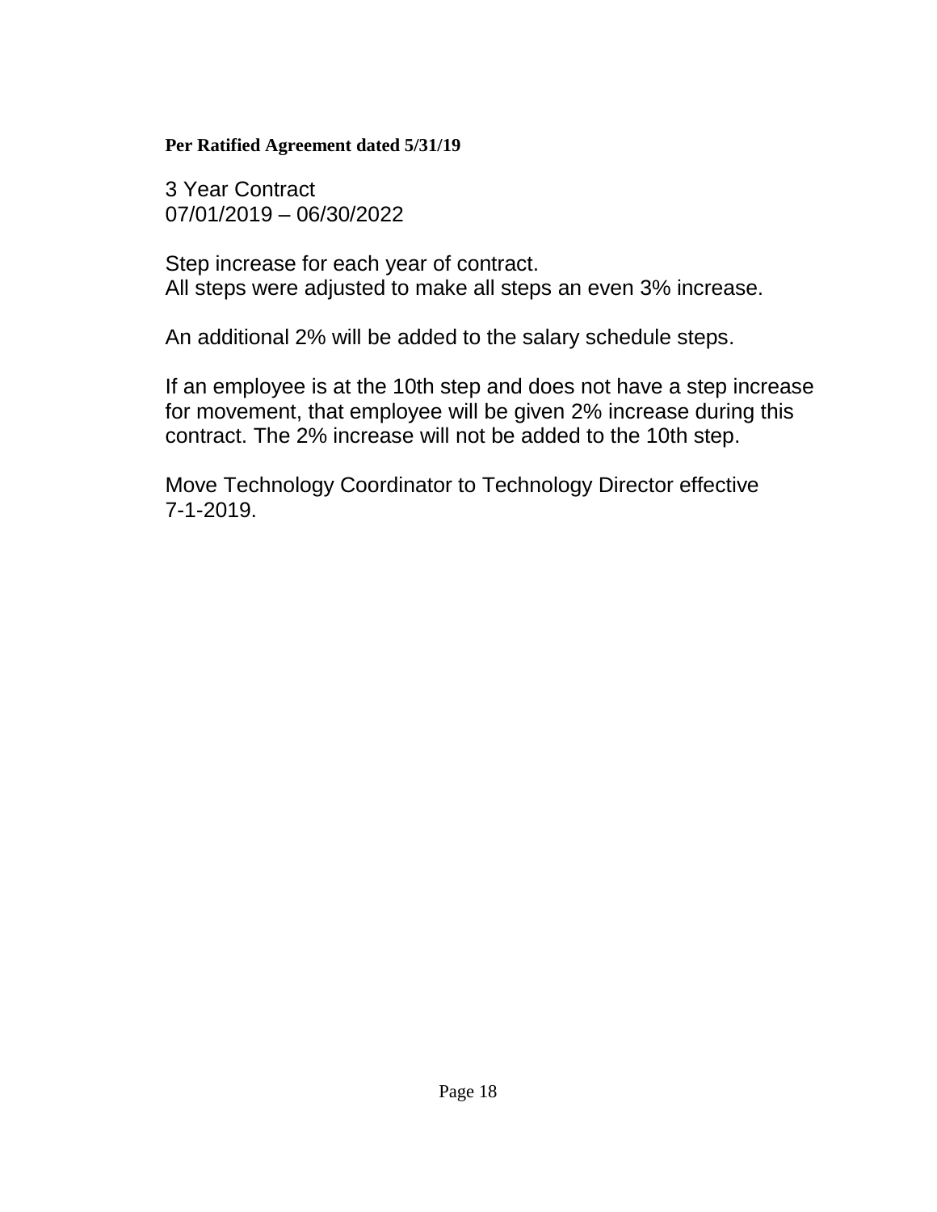**Per Ratified Agreement dated 5/31/19**

3 Year Contract
07/01/2019 – 06/30/2022

Step increase for each year of contract.
All steps were adjusted to make all steps an even 3% increase.

An additional 2% will be added to the salary schedule steps.

If an employee is at the 10th step and does not have a step increase for movement, that employee will be given 2% increase during this contract. The 2% increase will not be added to the 10th step.

Move Technology Coordinator to Technology Director effective 7-1-2019.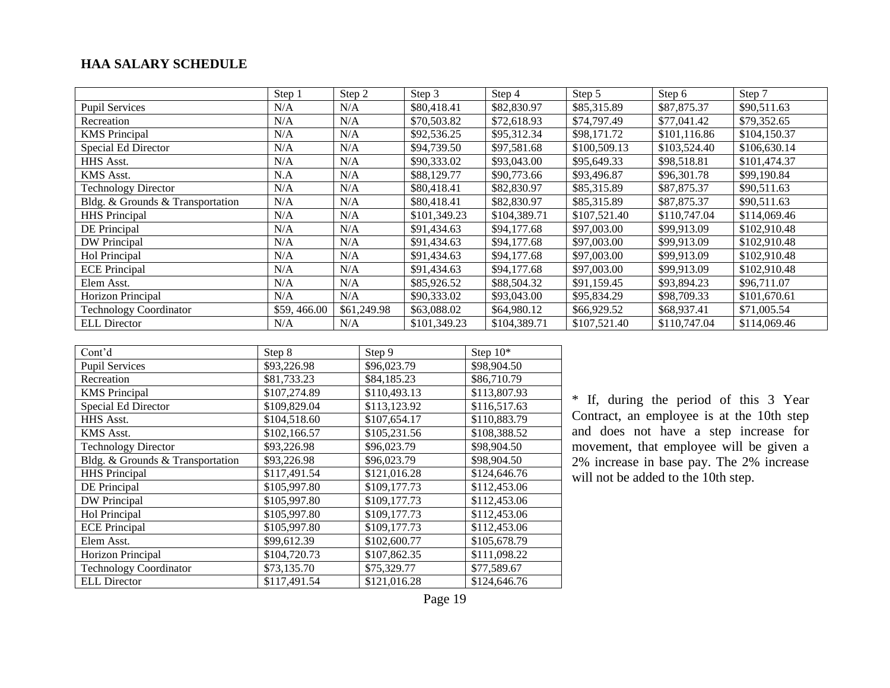## HAA SALARY SCHEDULE

| | Step 1 | Step 2 | Step 3 | Step 4 | Step 5 | Step 6 | Step 7 |
|---|---|---|---|---|---|---|---|
| Pupil Services | N/A | N/A | $80,418.41 | $82,830.97 | $85,315.89 | $87,875.37 | $90,511.63 |
| Recreation | N/A | N/A | $70,503.82 | $72,618.93 | $74,797.49 | $77,041.42 | $79,352.65 |
| KMS Principal | N/A | N/A | $92,536.25 | $95,312.34 | $98,171.72 | $101,116.86 | $104,150.37 |
| Special Ed Director | N/A | N/A | $94,739.50 | $97,581.68 | $100,509.13 | $103,524.40 | $106,630.14 |
| HHS Asst. | N/A | N/A | $90,333.02 | $93,043.00 | $95,649.33 | $98,518.81 | $101,474.37 |
| KMS Asst. | N.A | N/A | $88,129.77 | $90,773.66 | $93,496.87 | $96,301.78 | $99,190.84 |
| Technology Director | N/A | N/A | $80,418.41 | $82,830.97 | $85,315.89 | $87,875.37 | $90,511.63 |
| Bldg. & Grounds & Transportation | N/A | N/A | $80,418.41 | $82,830.97 | $85,315.89 | $87,875.37 | $90,511.63 |
| HHS Principal | N/A | N/A | $101,349.23 | $104,389.71 | $107,521.40 | $110,747.04 | $114,069.46 |
| DE Principal | N/A | N/A | $91,434.63 | $94,177.68 | $97,003.00 | $99,913.09 | $102,910.48 |
| DW Principal | N/A | N/A | $91,434.63 | $94,177.68 | $97,003.00 | $99,913.09 | $102,910.48 |
| Hol Principal | N/A | N/A | $91,434.63 | $94,177.68 | $97,003.00 | $99,913.09 | $102,910.48 |
| ECE Principal | N/A | N/A | $91,434.63 | $94,177.68 | $97,003.00 | $99,913.09 | $102,910.48 |
| Elem Asst. | N/A | N/A | $85,926.52 | $88,504.32 | $91,159.45 | $93,894.23 | $96,711.07 |
| Horizon Principal | N/A | N/A | $90,333.02 | $93,043.00 | $95,834.29 | $98,709.33 | $101,670.61 |
| Technology Coordinator | $59, 466.00 | $61,249.98 | $63,088.02 | $64,980.12 | $66,929.52 | $68,937.41 | $71,005.54 |
| ELL Director | N/A | N/A | $101,349.23 | $104,389.71 | $107,521.40 | $110,747.04 | $114,069.46 |

| Cont'd | Step 8 | Step 9 | Step 10* |
|---|---|---|---|
| Pupil Services | $93,226.98 | $96,023.79 | $98,904.50 |
| Recreation | $81,733.23 | $84,185.23 | $86,710.79 |
| KMS Principal | $107,274.89 | $110,493.13 | $113,807.93 |
| Special Ed Director | $109,829.04 | $113,123.92 | $116,517.63 |
| HHS Asst. | $104,518.60 | $107,654.17 | $110,883.79 |
| KMS Asst. | $102,166.57 | $105,231.56 | $108,388.52 |
| Technology Director | $93,226.98 | $96,023.79 | $98,904.50 |
| Bldg. & Grounds & Transportation | $93,226.98 | $96,023.79 | $98,904.50 |
| HHS Principal | $117,491.54 | $121,016.28 | $124,646.76 |
| DE Principal | $105,997.80 | $109,177.73 | $112,453.06 |
| DW Principal | $105,997.80 | $109,177.73 | $112,453.06 |
| Hol Principal | $105,997.80 | $109,177.73 | $112,453.06 |
| ECE Principal | $105,997.80 | $109,177.73 | $112,453.06 |
| Elem Asst. | $99,612.39 | $102,600.77 | $105,678.79 |
| Horizon Principal | $104,720.73 | $107,862.35 | $111,098.22 |
| Technology Coordinator | $73,135.70 | $75,329.77 | $77,589.67 |
| ELL Director | $117,491.54 | $121,016.28 | $124,646.76 |

* If, during the period of this 3 Year Contract, an employee is at the 10th step and does not have a step increase for movement, that employee will be given a 2% increase in base pay. The 2% increase will not be added to the 10th step.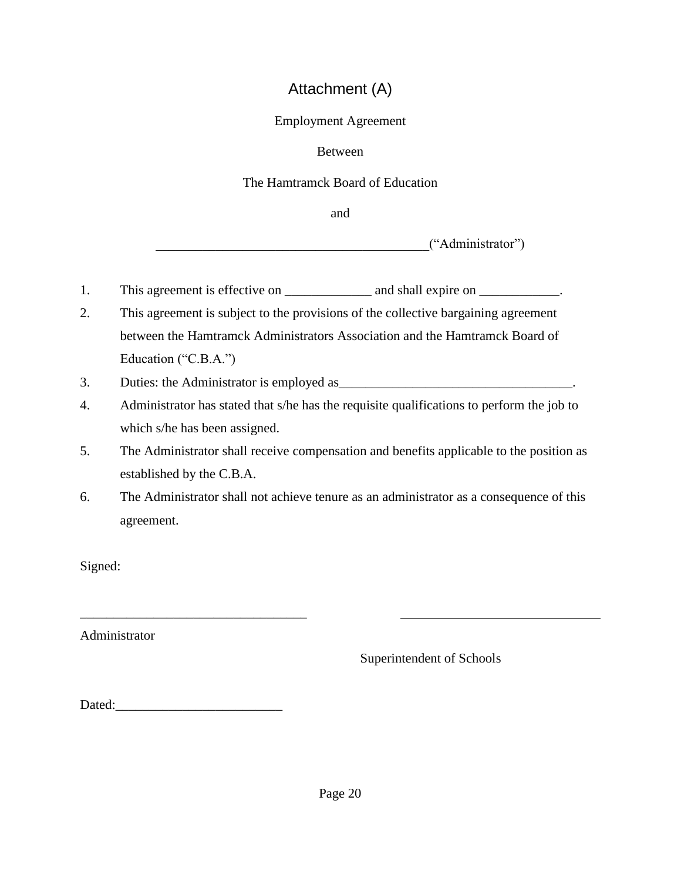# Attachment (A)

Employment Agreement

Between

The Hamtramck Board of Education

and

_________________________________________(“Administrator”)

1. This agreement is effective on _____________ and shall expire on ____________.
2. This agreement is subject to the provisions of the collective bargaining agreement between the Hamtramck Administrators Association and the Hamtramck Board of Education (“C.B.A.”)
3. Duties: the Administrator is employed as___________________________________.
4. Administrator has stated that s/he has the requisite qualifications to perform the job to which s/he has been assigned.
5. The Administrator shall receive compensation and benefits applicable to the position as established by the C.B.A.
6. The Administrator shall not achieve tenure as an administrator as a consequence of this agreement.

Signed:

_________________________________ _____________________________

Administrator

Superintendent of Schools

Dated:_________________________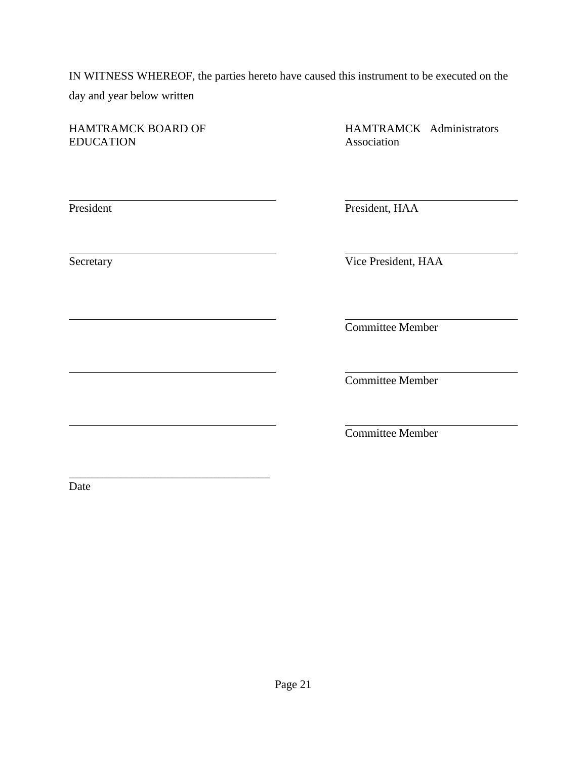IN WITNESS WHEREOF, the parties hereto have caused this instrument to be executed on the day and year below written

| HAMTRAMCK BOARD OF EDUCATION | HAMTRAMCK Administrators Association |
| --- | --- |
| ______________________ President | ______________________ President, HAA |
| ______________________ Secretary | ______________________ Vice President, HAA |
| ______________________ | ______________________ Committee Member |
| ______________________ | ______________________ Committee Member |
| ______________________ | ______________________ Committee Member |

______________________
Date